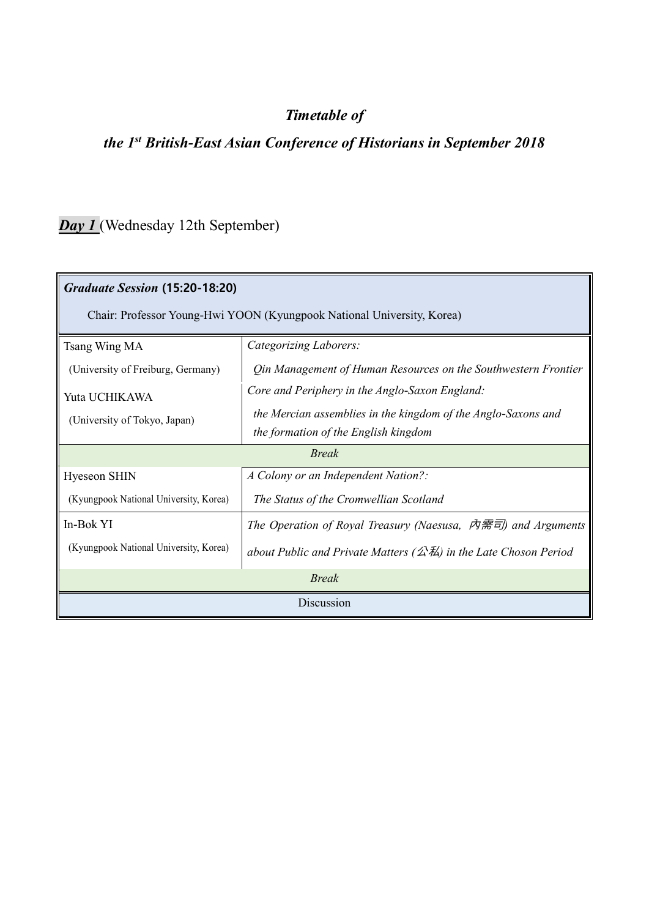# *Timetable of*

# *the 1st British-East Asian Conference of Historians in September 2018*

***Day 1*** (Wednesday 12th September)

| ***Graduate Session*** **(15:20-18:20)**<br>Chair: Professor Young-Hwi YOON (Kyungpook National University, Korea) | |
|---|---|
| Tsang Wing MA<br>(University of Freiburg, Germany) | *Categorizing Laborers:*<br>*Qin Management of Human Resources on the Southwestern Frontier* |
| Yuta UCHIKAWA<br>(University of Tokyo, Japan) | *Core and Periphery in the Anglo-Saxon England:*<br>*the Mercian assemblies in the kingdom of the Anglo-Saxons and the formation of the English kingdom* |
| *Break* | |
| Hyeseon SHIN<br>(Kyungpook National University, Korea) | *A Colony or an Independent Nation?:*<br>*The Status of the Cromwellian Scotland* |
| In-Bok YI<br>(Kyungpook National University, Korea) | *The Operation of Royal Treasury (Naesusa, 內需司) and Arguments about Public and Private Matters (公私) in the Late Choson Period* |
| *Break* | |
| Discussion | |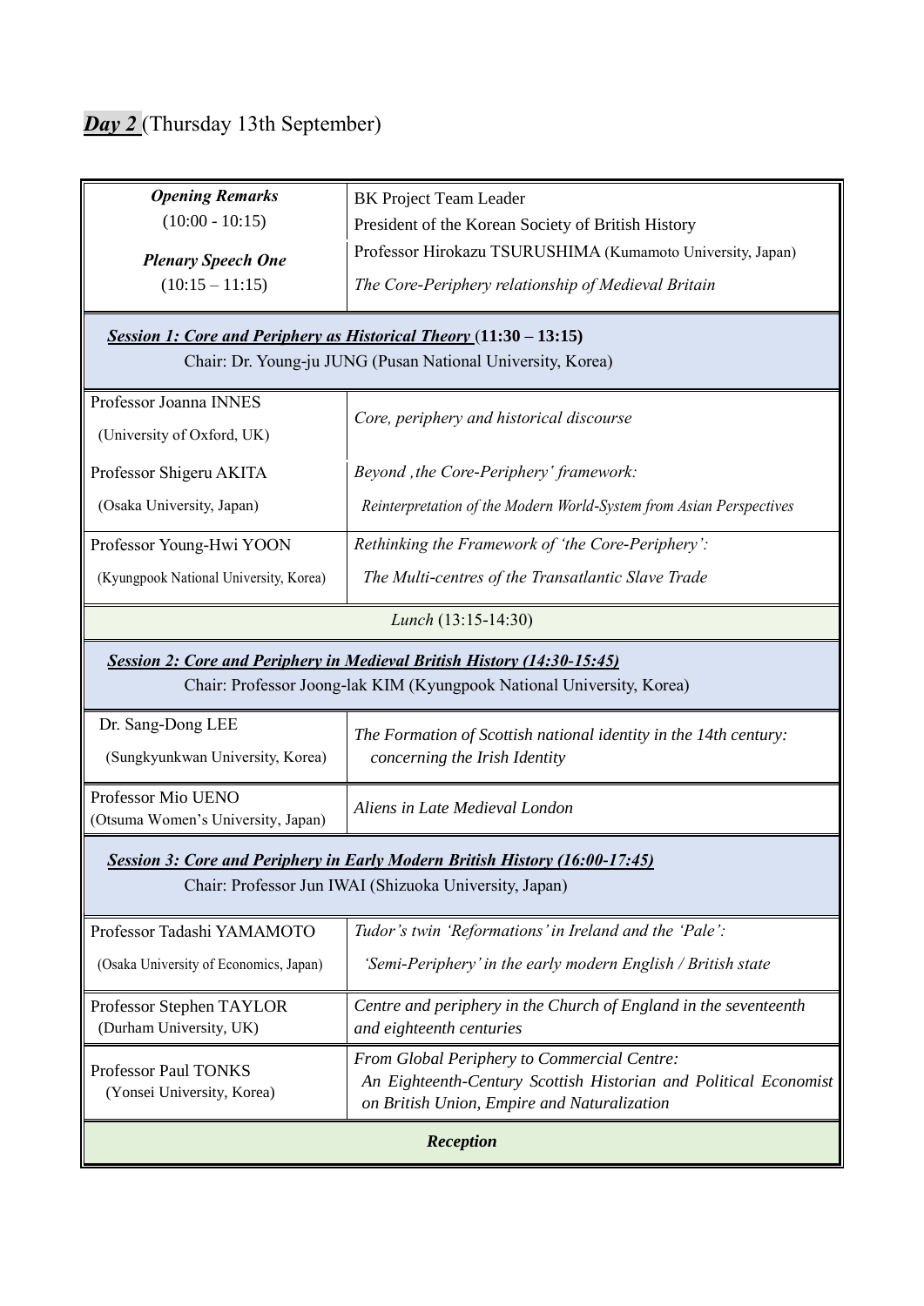***Day 2*** (Thursday 13th September)

| | |
|---|---|
| ***Opening Remarks*** (10:00 - 10:15) | BK Project Team Leader<br>President of the Korean Society of British History |
| ***Plenary Speech One*** (10:15 – 11:15) | Professor Hirokazu TSURUSHIMA (Kumamoto University, Japan)<br>*The Core-Periphery relationship of Medieval Britain* |
| ***Session 1: Core and Periphery as Historical Theory*** **(11:30 – 13:15)**<br>Chair: Dr. Young-ju JUNG (Pusan National University, Korea) | |
| Professor Joanna INNES (University of Oxford, UK) | *Core, periphery and historical discourse* |
| Professor Shigeru AKITA (Osaka University, Japan) | *Beyond ‚the Core-Periphery' framework: Reinterpretation of the Modern World-System from Asian Perspectives* |
| Professor Young-Hwi YOON (Kyungpook National University, Korea) | *Rethinking the Framework of 'the Core-Periphery': The Multi-centres of the Transatlantic Slave Trade* |
| *Lunch* (13:15-14:30) | |
| ***Session 2: Core and Periphery in Medieval British History (14:30-15:45)***<br>Chair: Professor Joong-lak KIM (Kyungpook National University, Korea) | |
| Dr. Sang-Dong LEE (Sungkyunkwan University, Korea) | *The Formation of Scottish national identity in the 14th century: concerning the Irish Identity* |
| Professor Mio UENO (Otsuma Women's University, Japan) | *Aliens in Late Medieval London* |
| ***Session 3: Core and Periphery in Early Modern British History (16:00-17:45)***<br>Chair: Professor Jun IWAI (Shizuoka University, Japan) | |
| Professor Tadashi YAMAMOTO (Osaka University of Economics, Japan) | *Tudor's twin 'Reformations' in Ireland and the 'Pale': 'Semi-Periphery' in the early modern English / British state* |
| Professor Stephen TAYLOR (Durham University, UK) | *Centre and periphery in the Church of England in the seventeenth and eighteenth centuries* |
| Professor Paul TONKS (Yonsei University, Korea) | *From Global Periphery to Commercial Centre: An Eighteenth-Century Scottish Historian and Political Economist on British Union, Empire and Naturalization* |
| ***Reception*** | |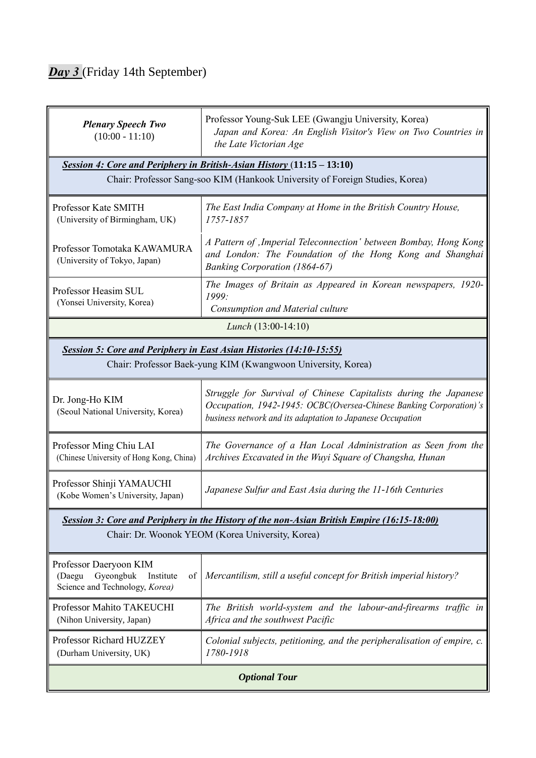## ***Day 3*** (Friday 14th September)

| | |
|---|---|
| ***Plenary Speech Two*** (10:00 - 11:10) | Professor Young-Suk LEE (Gwangju University, Korea) *Japan and Korea: An English Visitor's View on Two Countries in the Late Victorian Age* |
| ***Session 4: Core and Periphery in British-Asian History*** (**11:15 – 13:10**) Chair: Professor Sang-soo KIM (Hankook University of Foreign Studies, Korea) | |
| Professor Kate SMITH (University of Birmingham, UK) | *The East India Company at Home in the British Country House, 1757-1857* |
| Professor Tomotaka KAWAMURA (University of Tokyo, Japan) | *A Pattern of 'Imperial Teleconnection' between Bombay, Hong Kong and London: The Foundation of the Hong Kong and Shanghai Banking Corporation (1864-67)* |
| Professor Heasim SUL (Yonsei University, Korea) | *The Images of Britain as Appeared in Korean newspapers, 1920-1999: Consumption and Material culture* |
| *Lunch* (13:00-14:10) | |
| ***Session 5: Core and Periphery in East Asian Histories (14:10-15:55)*** Chair: Professor Baek-yung KIM (Kwangwoon University, Korea) | |
| Dr. Jong-Ho KIM (Seoul National University, Korea) | *Struggle for Survival of Chinese Capitalists during the Japanese Occupation, 1942-1945: OCBC(Oversea-Chinese Banking Corporation)'s business network and its adaptation to Japanese Occupation* |
| Professor Ming Chiu LAI (Chinese University of Hong Kong, China) | *The Governance of a Han Local Administration as Seen from the Archives Excavated in the Wuyi Square of Changsha, Hunan* |
| Professor Shinji YAMAUCHI (Kobe Women's University, Japan) | *Japanese Sulfur and East Asia during the 11-16th Centuries* |
| ***Session 3: Core and Periphery in the History of the non-Asian British Empire (16:15-18:00)*** Chair: Dr. Woonok YEOM (Korea University, Korea) | |
| Professor Daeryoon KIM (Daegu Gyeongbuk Institute of Science and Technology, *Korea)* | *Mercantilism, still a useful concept for British imperial history?* |
| Professor Mahito TAKEUCHI (Nihon University, Japan) | *The British world-system and the labour-and-firearms traffic in Africa and the southwest Pacific* |
| Professor Richard HUZZEY (Durham University, UK) | *Colonial subjects, petitioning, and the peripheralisation of empire, c. 1780-1918* |
| ***Optional Tour*** | |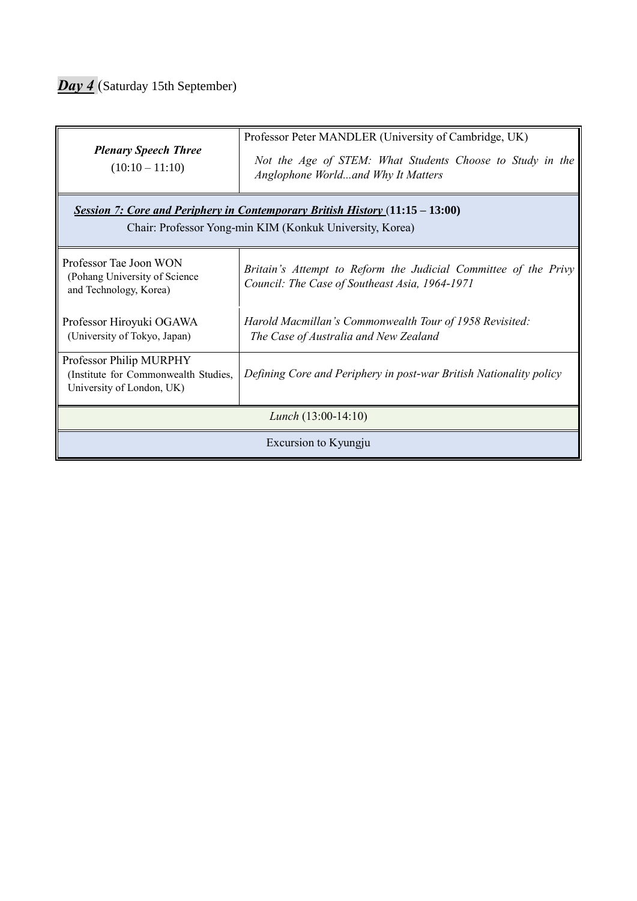***Day 4*** (Saturday 15th September)

| | |
|---|---|
| ***Plenary Speech Three*** (10:10 – 11:10) | Professor Peter MANDLER (University of Cambridge, UK) *Not the Age of STEM: What Students Choose to Study in the Anglophone World...and Why It Matters* |
| ***Session 7: Core and Periphery in Contemporary British History*** **(11:15 – 13:00)** Chair: Professor Yong-min KIM (Konkuk University, Korea) | |
| Professor Tae Joon WON (Pohang University of Science and Technology, Korea) | *Britain's Attempt to Reform the Judicial Committee of the Privy Council: The Case of Southeast Asia, 1964-1971* |
| Professor Hiroyuki OGAWA (University of Tokyo, Japan) | *Harold Macmillan's Commonwealth Tour of 1958 Revisited: The Case of Australia and New Zealand* |
| Professor Philip MURPHY (Institute for Commonwealth Studies, University of London, UK) | *Defining Core and Periphery in post-war British Nationality policy* |
| *Lunch* (13:00-14:10) | |
| Excursion to Kyungju | |